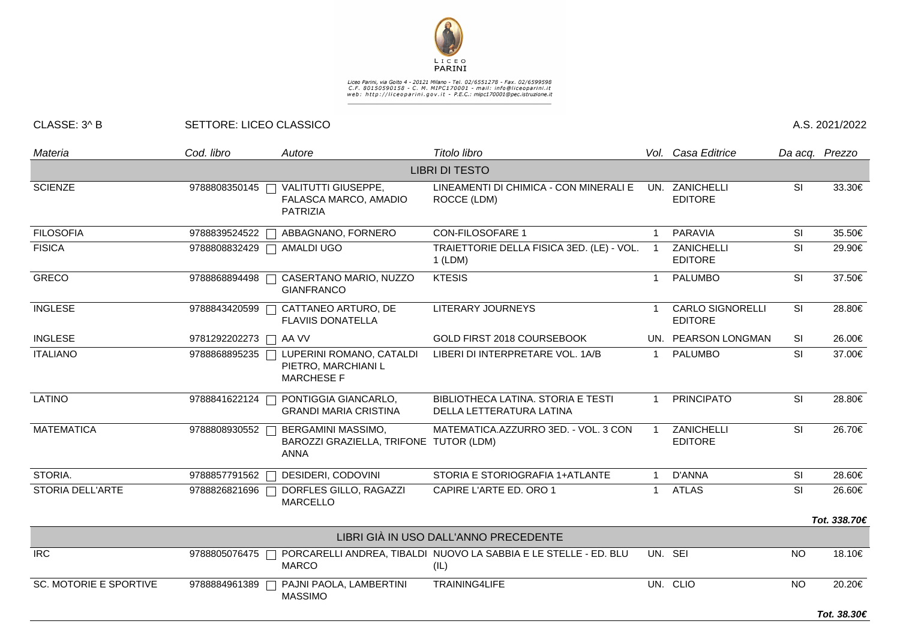LICEO PARINI

Liceo Parini, via Goito 4 - 20121 Milano - Tel. 02/6551278 - Fax. 02/6599598
C.F. 80150590158 - C. M. MIPC170001 - mail: info@liceoparini.it
web: http://liceoparini.gov.it - P.E.C.: mipc170001@pec.istruzione.it

CLASSE: 3^ B SETTORE: LICEO CLASSICO A.S. 2021/2022

| *Materia* | *Cod. libro* | *Autore* | *Titolo libro* | *Vol.* | *Casa Editrice* | *Da acq.* | *Prezzo* |
|---|---|---|---|---|---|---|---|
| | | | LIBRI DI TESTO | | | | |
| SCIENZE | 9788808350145 | VALITUTTI GIUSEPPE, FALASCA MARCO, AMADIO PATRIZIA | LINEAMENTI DI CHIMICA - CON MINERALI E ROCCE (LDM) | UN. | ZANICHELLI EDITORE | SI | 33.30€ |
| FILOSOFIA | 9788839524522 | ABBAGNANO, FORNERO | CON-FILOSOFARE 1 | 1 | PARAVIA | SI | 35.50€ |
| FISICA | 9788808832429 | AMALDI UGO | TRAIETTORIE DELLA FISICA 3ED. (LE) - VOL. 1 (LDM) | 1 | ZANICHELLI EDITORE | SI | 29.90€ |
| GRECO | 9788868894498 | CASERTANO MARIO, NUZZO GIANFRANCO | KTESIS | 1 | PALUMBO | SI | 37.50€ |
| INGLESE | 9788843420599 | CATTANEO ARTURO, DE FLAVIIS DONATELLA | LITERARY JOURNEYS | 1 | CARLO SIGNORELLI EDITORE | SI | 28.80€ |
| INGLESE | 9781292202273 | AA VV | GOLD FIRST 2018 COURSEBOOK | UN. | PEARSON LONGMAN | SI | 26.00€ |
| ITALIANO | 9788868895235 | LUPERINI ROMANO, CATALDI PIETRO, MARCHIANI L MARCHESE F | LIBERI DI INTERPRETARE VOL. 1A/B | 1 | PALUMBO | SI | 37.00€ |
| LATINO | 9788841622124 | PONTIGGIA GIANCARLO, GRANDI MARIA CRISTINA | BIBLIOTHECA LATINA. STORIA E TESTI DELLA LETTERATURA LATINA | 1 | PRINCIPATO | SI | 28.80€ |
| MATEMATICA | 9788808930552 | BERGAMINI MASSIMO, BAROZZI GRAZIELLA, TRIFONE ANNA | MATEMATICA.AZZURRO 3ED. - VOL. 3 CON TUTOR (LDM) | 1 | ZANICHELLI EDITORE | SI | 26.70€ |
| STORIA. | 9788857791562 | DESIDERI, CODOVINI | STORIA E STORIOGRAFIA 1+ATLANTE | 1 | D'ANNA | SI | 28.60€ |
| STORIA DELL'ARTE | 9788826821696 | DORFLES GILLO, RAGAZZI MARCELLO | CAPIRE L'ARTE ED. ORO 1 | 1 | ATLAS | SI | 26.60€ |
| | | | | | | | ***Tot. 338.70€*** |
| | | | LIBRI GIÀ IN USO DALL'ANNO PRECEDENTE | | | | |
| IRC | 9788805076475 | PORCARELLI ANDREA, TIBALDI MARCO | NUOVO LA SABBIA E LE STELLE - ED. BLU (IL) | UN. | SEI | NO | 18.10€ |
| SC. MOTORIE E SPORTIVE | 9788884961389 | PAJNI PAOLA, LAMBERTINI MASSIMO | TRAINING4LIFE | UN. | CLIO | NO | 20.20€ |
| | | | | | | | ***Tot. 38.30€*** |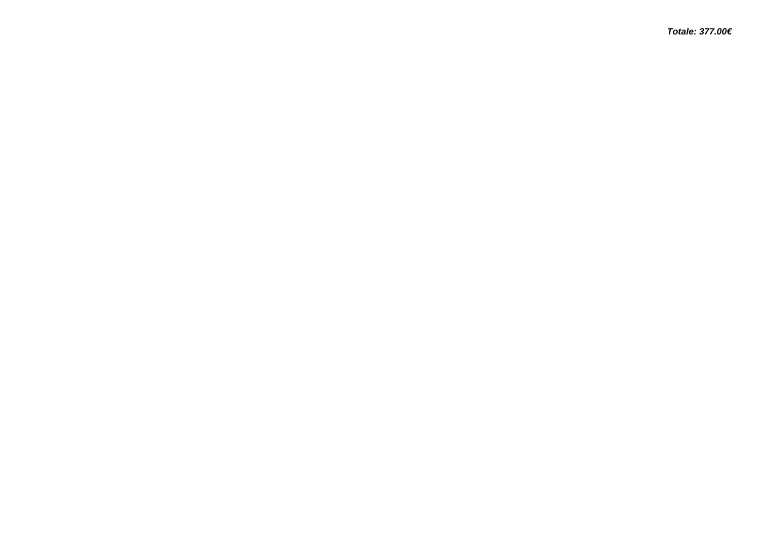***Totale: 377.00€***